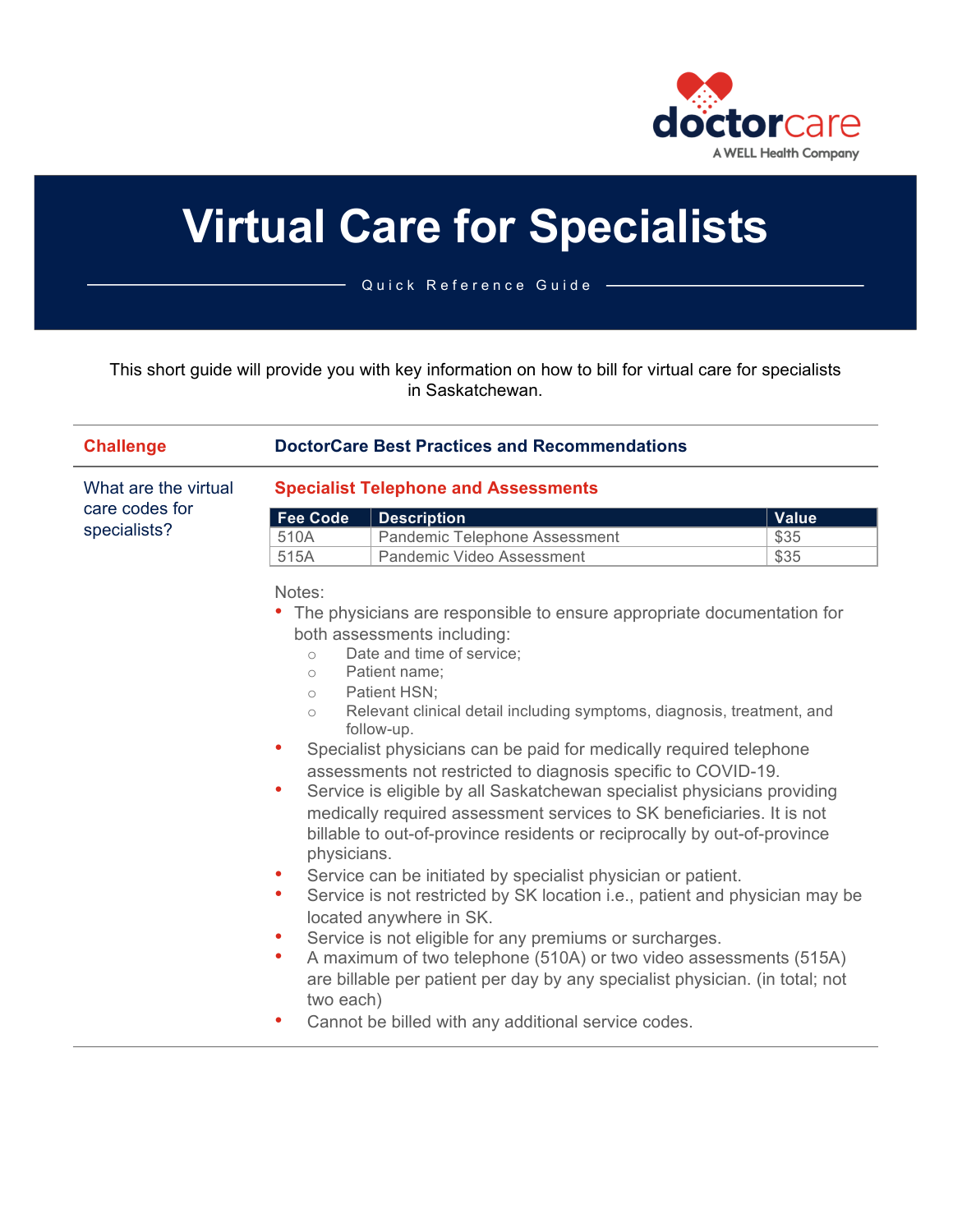doctorcare
A WELL Health Company

# Virtual Care for Specialists

Quick Reference Guide

This short guide will provide you with key information on how to bill for virtual care for specialists in Saskatchewan.

| Challenge | DoctorCare Best Practices and Recommendations |
|---|---|
| What are the virtual care codes for specialists? | **Specialist Telephone and Assessments** |

| Fee Code | Description | Value |
|---|---|---|
| 510A | Pandemic Telephone Assessment | $35 |
| 515A | Pandemic Video Assessment | $35 |

Notes:

- The physicians are responsible to ensure appropriate documentation for both assessments including:
  - Date and time of service;
  - Patient name;
  - Patient HSN;
  - Relevant clinical detail including symptoms, diagnosis, treatment, and follow-up.
- Specialist physicians can be paid for medically required telephone assessments not restricted to diagnosis specific to COVID-19.
- Service is eligible by all Saskatchewan specialist physicians providing medically required assessment services to SK beneficiaries. It is not billable to out-of-province residents or reciprocally by out-of-province physicians.
- Service can be initiated by specialist physician or patient.
- Service is not restricted by SK location i.e., patient and physician may be located anywhere in SK.
- Service is not eligible for any premiums or surcharges.
- A maximum of two telephone (510A) or two video assessments (515A) are billable per patient per day by any specialist physician. (in total; not two each)
- Cannot be billed with any additional service codes.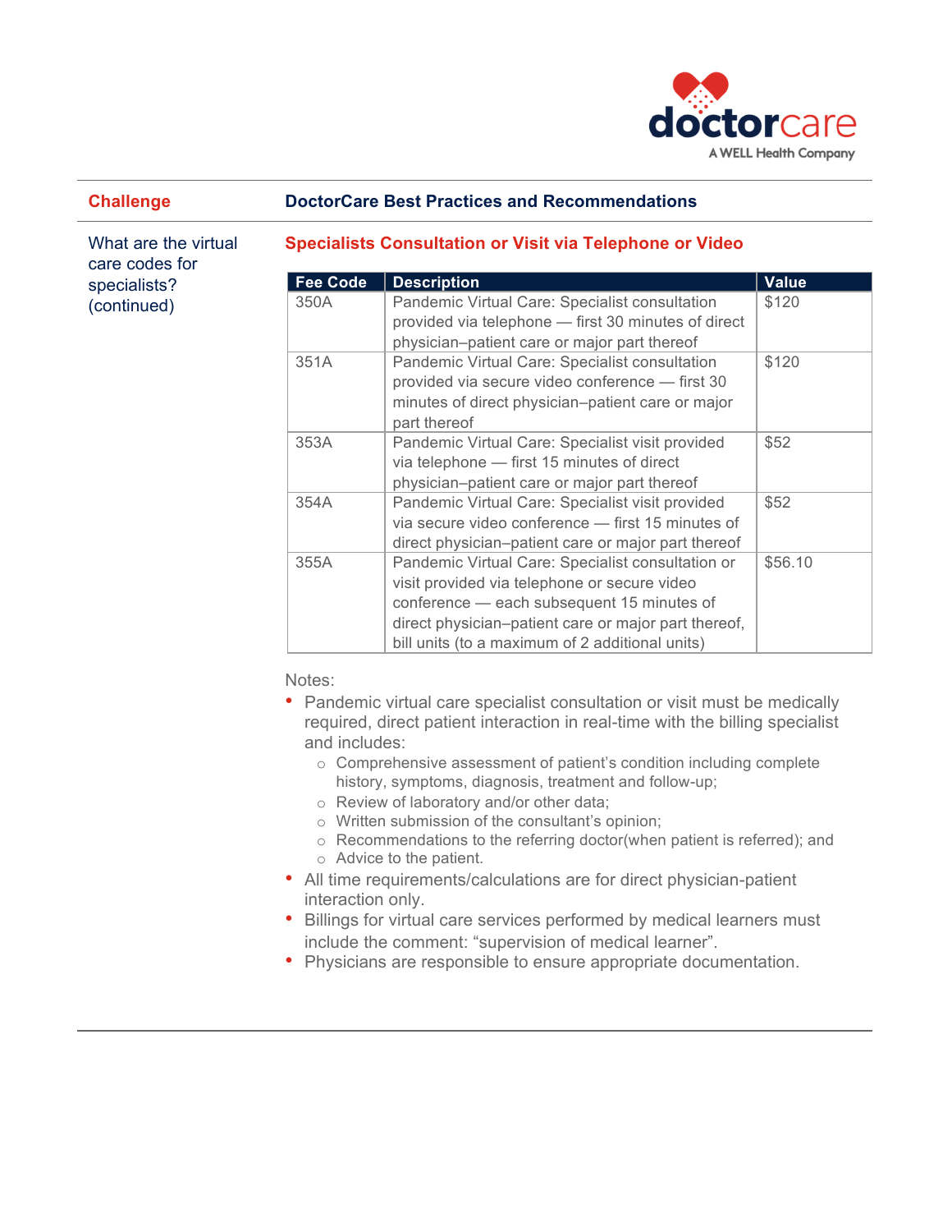| Challenge | DoctorCare Best Practices and Recommendations |
|---|---|
| What are the virtual care codes for specialists? (continued) | **Specialists Consultation or Visit via Telephone or Video** |

## Specialists Consultation or Visit via Telephone or Video

| Fee Code | Description | Value |
|---|---|---|
| 350A | Pandemic Virtual Care: Specialist consultation provided via telephone — first 30 minutes of direct physician–patient care or major part thereof | $120 |
| 351A | Pandemic Virtual Care: Specialist consultation provided via secure video conference — first 30 minutes of direct physician–patient care or major part thereof | $120 |
| 353A | Pandemic Virtual Care: Specialist visit provided via telephone — first 15 minutes of direct physician–patient care or major part thereof | $52 |
| 354A | Pandemic Virtual Care: Specialist visit provided via secure video conference — first 15 minutes of direct physician–patient care or major part thereof | $52 |
| 355A | Pandemic Virtual Care: Specialist consultation or visit provided via telephone or secure video conference — each subsequent 15 minutes of direct physician–patient care or major part thereof, bill units (to a maximum of 2 additional units) | $56.10 |

Notes:

- Pandemic virtual care specialist consultation or visit must be medically required, direct patient interaction in real-time with the billing specialist and includes:
  - Comprehensive assessment of patient's condition including complete history, symptoms, diagnosis, treatment and follow-up;
  - Review of laboratory and/or other data;
  - Written submission of the consultant's opinion;
  - Recommendations to the referring doctor(when patient is referred); and
  - Advice to the patient.
- All time requirements/calculations are for direct physician-patient interaction only.
- Billings for virtual care services performed by medical learners must include the comment: "supervision of medical learner".
- Physicians are responsible to ensure appropriate documentation.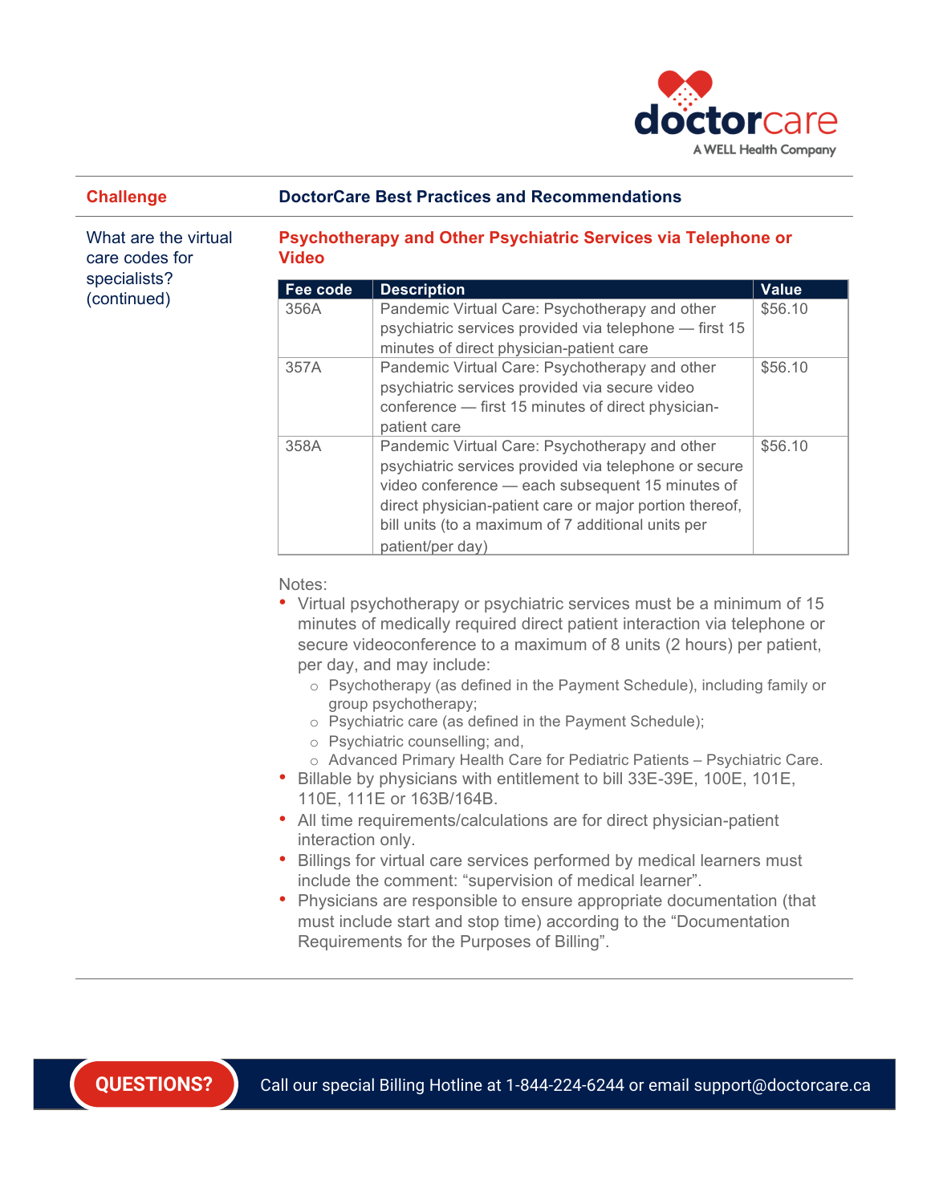| Challenge | DoctorCare Best Practices and Recommendations |
|---|---|
| What are the virtual care codes for specialists? (continued) | **Psychotherapy and Other Psychiatric Services via Telephone or Video** |

## Psychotherapy and Other Psychiatric Services via Telephone or Video

| Fee code | Description | Value |
|---|---|---|
| 356A | Pandemic Virtual Care: Psychotherapy and other psychiatric services provided via telephone — first 15 minutes of direct physician-patient care | $56.10 |
| 357A | Pandemic Virtual Care: Psychotherapy and other psychiatric services provided via secure video conference — first 15 minutes of direct physician-patient care | $56.10 |
| 358A | Pandemic Virtual Care: Psychotherapy and other psychiatric services provided via telephone or secure video conference — each subsequent 15 minutes of direct physician-patient care or major portion thereof, bill units (to a maximum of 7 additional units per patient/per day) | $56.10 |

Notes:

- Virtual psychotherapy or psychiatric services must be a minimum of 15 minutes of medically required direct patient interaction via telephone or secure videoconference to a maximum of 8 units (2 hours) per patient, per day, and may include:
  - Psychotherapy (as defined in the Payment Schedule), including family or group psychotherapy;
  - Psychiatric care (as defined in the Payment Schedule);
  - Psychiatric counselling; and,
  - Advanced Primary Health Care for Pediatric Patients – Psychiatric Care.
- Billable by physicians with entitlement to bill 33E-39E, 100E, 101E, 110E, 111E or 163B/164B.
- All time requirements/calculations are for direct physician-patient interaction only.
- Billings for virtual care services performed by medical learners must include the comment: "supervision of medical learner".
- Physicians are responsible to ensure appropriate documentation (that must include start and stop time) according to the "Documentation Requirements for the Purposes of Billing".